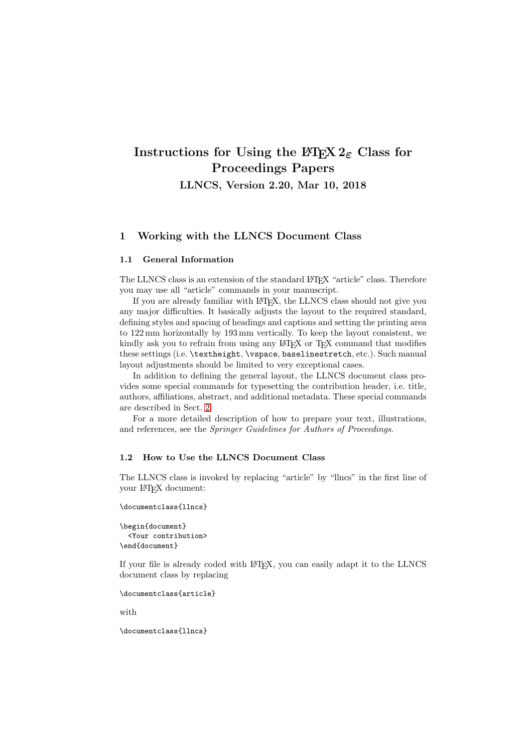# Instructions for Using the LaTeX 2ε Class for Proceedings Papers

## LLNCS, Version 2.20, Mar 10, 2018

## 1 Working with the LLNCS Document Class

### 1.1 General Information

The LLNCS class is an extension of the standard LaTeX "article" class. Therefore you may use all "article" commands in your manuscript.

If you are already familiar with LaTeX, the LLNCS class should not give you any major difficulties. It basically adjusts the layout to the required standard, defining styles and spacing of headings and captions and setting the printing area to 122 mm horizontally by 193 mm vertically. To keep the layout consistent, we kindly ask you to refrain from using any LaTeX or TeX command that modifies these settings (i.e. `\textheight`, `\vspace`, `baselinestretch`, etc.). Such manual layout adjustments should be limited to very exceptional cases.

In addition to defining the general layout, the LLNCS document class provides some special commands for typesetting the contribution header, i.e. title, authors, affiliations, abstract, and additional metadata. These special commands are described in Sect. 2.

For a more detailed description of how to prepare your text, illustrations, and references, see the *Springer Guidelines for Authors of Proceedings*.

### 1.2 How to Use the LLNCS Document Class

The LLNCS class is invoked by replacing "article" by "llncs" in the first line of your LaTeX document:

```
\documentclass{llncs}

\begin{document}
  <Your contribution>
\end{document}
```

If your file is already coded with LaTeX, you can easily adapt it to the LLNCS document class by replacing

```
\documentclass{article}
```

with

```
\documentclass{llncs}
```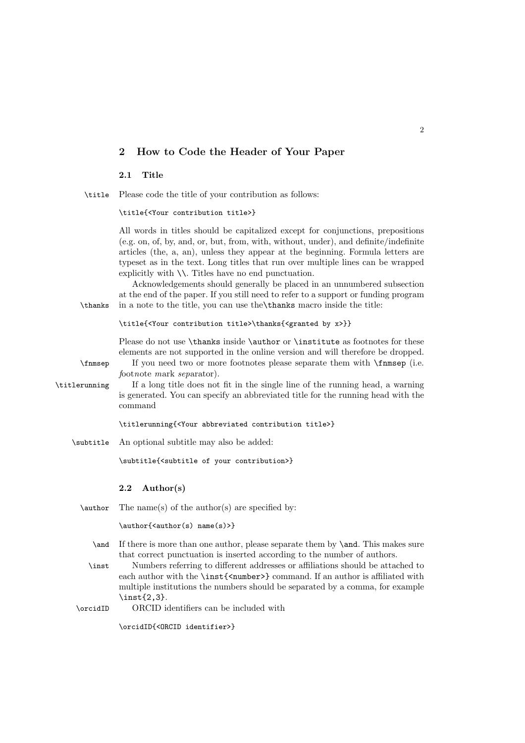## 2 How to Code the Header of Your Paper

### 2.1 Title

\title Please code the title of your contribution as follows:

```
\title{<Your contribution title>}
```

All words in titles should be capitalized except for conjunctions, prepositions (e.g. on, of, by, and, or, but, from, with, without, under), and definite/indefinite articles (the, a, an), unless they appear at the beginning. Formula letters are typeset as in the text. Long titles that run over multiple lines can be wrapped explicitly with `\\`. Titles have no end punctuation.

Acknowledgements should generally be placed in an unnumbered subsection at the end of the paper. If you still need to refer to a support or funding program in a note to the title, you can use the `\thanks` macro inside the title: \thanks

```
\title{<Your contribution title>\thanks{<granted by x>}}
```

Please do not use `\thanks` inside `\author` or `\institute` as footnotes for these elements are not supported in the online version and will therefore be dropped.

\fnmsep If you need two or more footnotes please separate them with `\fnmsep` (i.e. *f*oot*n*ote *m*ark *sep*arator).

\titlerunning If a long title does not fit in the single line of the running head, a warning is generated. You can specify an abbreviated title for the running head with the command

```
\titlerunning{<Your abbreviated contribution title>}
```

\subtitle An optional subtitle may also be added:

```
\subtitle{<subtitle of your contribution>}
```

### 2.2 Author(s)

\author The name(s) of the author(s) are specified by:

```
\author{<author(s) name(s)>}
```

\and If there is more than one author, please separate them by `\and`. This makes sure that correct punctuation is inserted according to the number of authors.

\inst Numbers referring to different addresses or affiliations should be attached to each author with the `\inst{<number>}` command. If an author is affiliated with multiple institutions the numbers should be separated by a comma, for example `\inst{2,3}`.

\orcidID ORCID identifiers can be included with

```
\orcidID{<ORCID identifier>}
```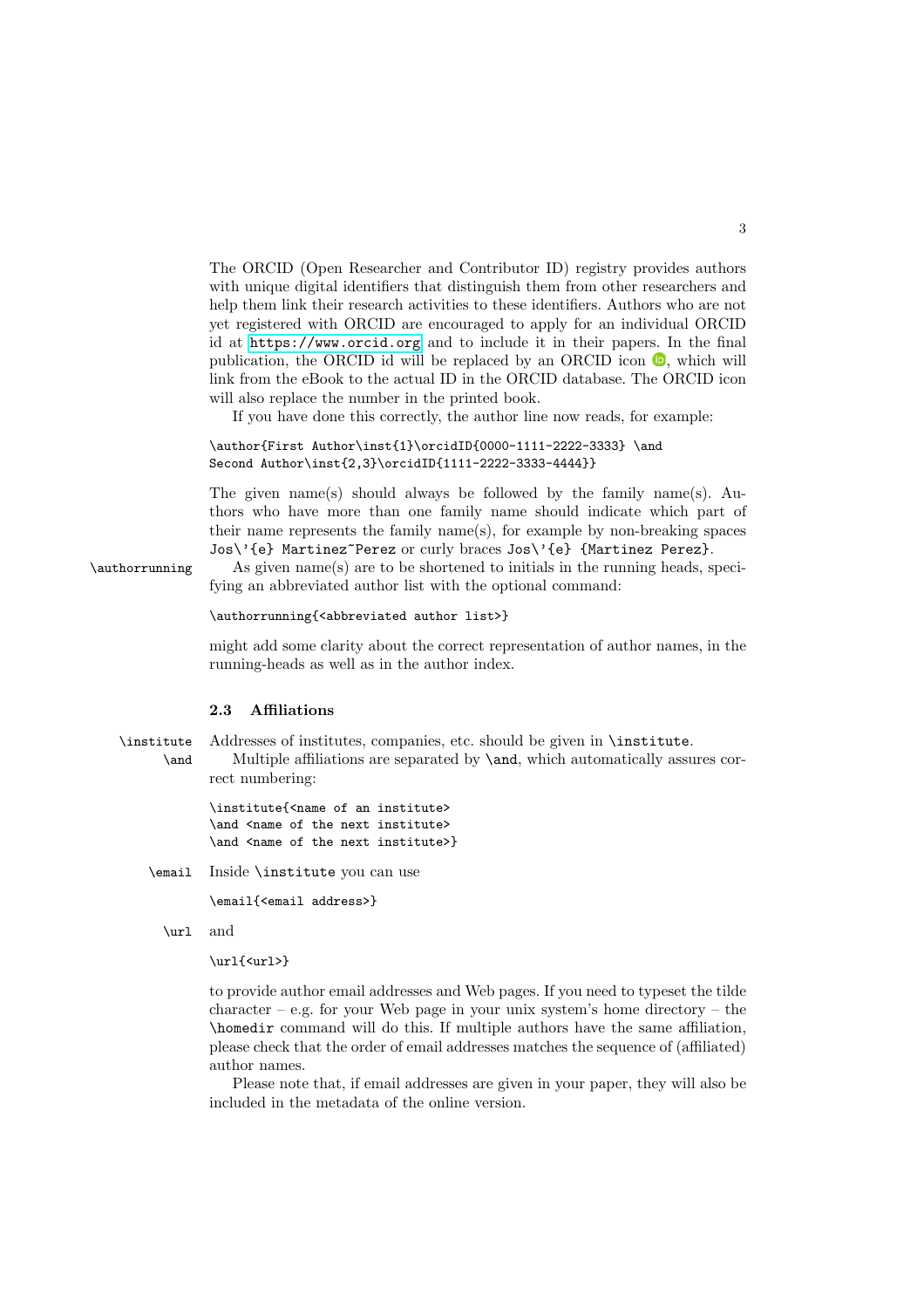The ORCID (Open Researcher and Contributor ID) registry provides authors with unique digital identifiers that distinguish them from other researchers and help them link their research activities to these identifiers. Authors who are not yet registered with ORCID are encouraged to apply for an individual ORCID id at https://www.orcid.org and to include it in their papers. In the final publication, the ORCID id will be replaced by an ORCID icon, which will link from the eBook to the actual ID in the ORCID database. The ORCID icon will also replace the number in the printed book.

If you have done this correctly, the author line now reads, for example:

```
\author{First Author\inst{1}\orcidID{0000-1111-2222-3333} \and
Second Author\inst{2,3}\orcidID{1111-2222-3333-4444}}
```

The given name(s) should always be followed by the family name(s). Authors who have more than one family name should indicate which part of their name represents the family name(s), for example by non-breaking spaces `Jos\'{e} Martinez~Perez` or curly braces `Jos\'{e} {Martinez Perez}`.

`\authorrunning` As given name(s) are to be shortened to initials in the running heads, specifying an abbreviated author list with the optional command:

```
\authorrunning{<abbreviated author list>}
```

might add some clarity about the correct representation of author names, in the running-heads as well as in the author index.

### 2.3 Affiliations

`\institute` Addresses of institutes, companies, etc. should be given in `\institute`.

`\and` Multiple affiliations are separated by `\and`, which automatically assures correct numbering:

```
\institute{<name of an institute>
\and <name of the next institute>
\and <name of the next institute>}
```

`\email` Inside `\institute` you can use

```
\email{<email address>}
```

`\url` and

```
\url{<url>}
```

to provide author email addresses and Web pages. If you need to typeset the tilde character – e.g. for your Web page in your unix system's home directory – the `\homedir` command will do this. If multiple authors have the same affiliation, please check that the order of email addresses matches the sequence of (affiliated) author names.

Please note that, if email addresses are given in your paper, they will also be included in the metadata of the online version.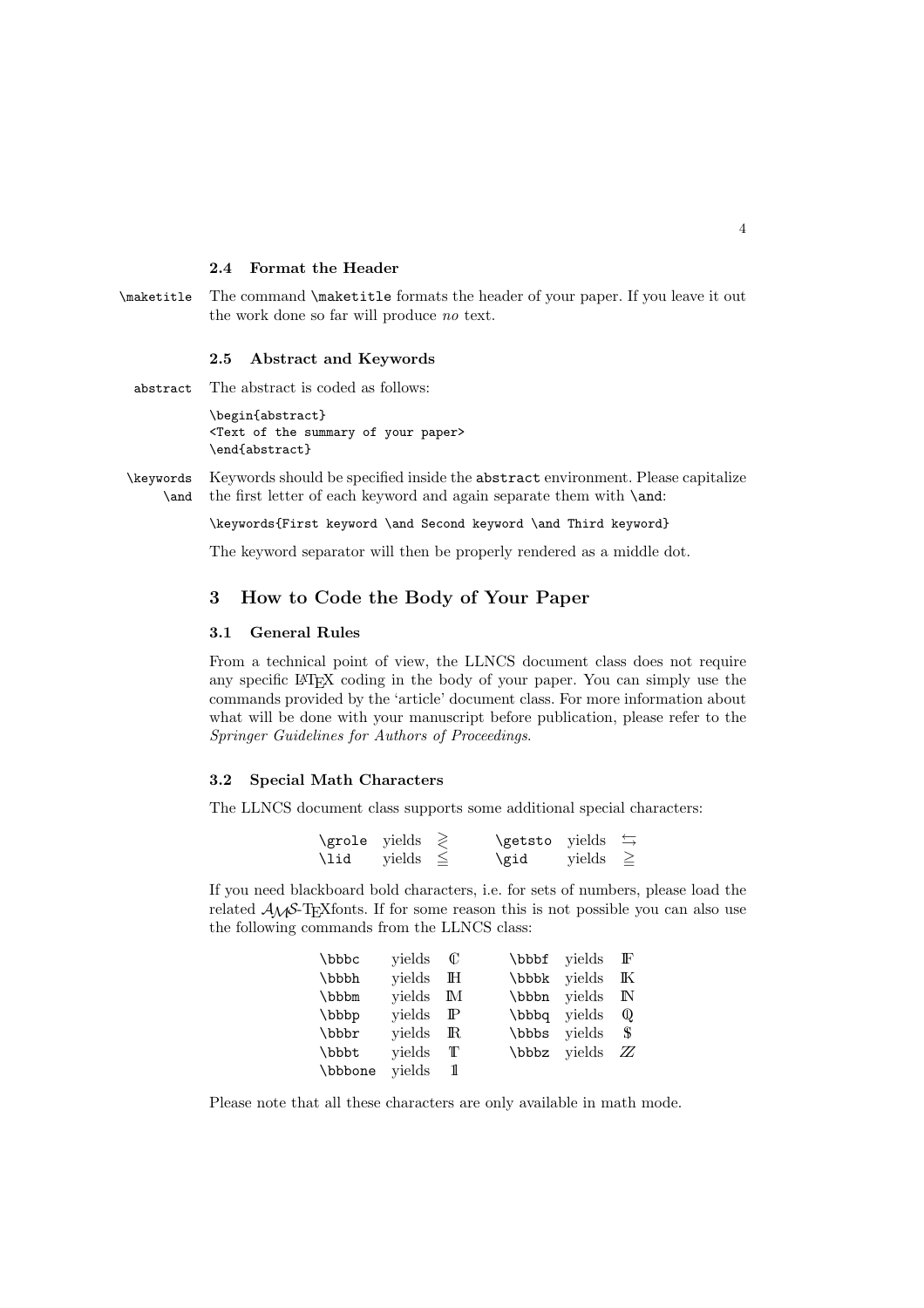### 2.4 Format the Header

`\maketitle` The command `\maketitle` formats the header of your paper. If you leave it out the work done so far will produce *no* text.

### 2.5 Abstract and Keywords

`abstract` The abstract is coded as follows:

```
\begin{abstract}
<Text of the summary of your paper>
\end{abstract}
```

`\keywords` `\and` Keywords should be specified inside the `abstract` environment. Please capitalize the first letter of each keyword and again separate them with `\and`:

```
\keywords{First keyword \and Second keyword \and Third keyword}
```

The keyword separator will then be properly rendered as a middle dot.

## 3 How to Code the Body of Your Paper

### 3.1 General Rules

From a technical point of view, the LLNCS document class does not require any specific LaTeX coding in the body of your paper. You can simply use the commands provided by the 'article' document class. For more information about what will be done with your manuscript before publication, please refer to the *Springer Guidelines for Authors of Proceedings*.

### 3.2 Special Math Characters

The LLNCS document class supports some additional special characters:

| | | | | | |
|---|---|---|---|---|---|
| `\grole` | yields | $\gtrless$ | `\getsto` | yields | $\leftrightarrows$ |
| `\lid` | yields | $\leqq$ | `\gid` | yields | $\geqq$ |

If you need blackboard bold characters, i.e. for sets of numbers, please load the related $\mathcal{AMS}$-TeXfonts. If for some reason this is not possible you can also use the following commands from the LLNCS class:

| | | | | | |
|---|---|---|---|---|---|
| `\bbbc` | yields | $\mathbb{C}$ | `\bbbf` | yields | $\mathbb{F}$ |
| `\bbbh` | yields | $\mathbb{H}$ | `\bbbk` | yields | $\mathbb{K}$ |
| `\bbbm` | yields | $\mathbb{M}$ | `\bbbn` | yields | $\mathbb{N}$ |
| `\bbbp` | yields | $\mathbb{P}$ | `\bbbq` | yields | $\mathbb{Q}$ |
| `\bbbr` | yields | $\mathbb{R}$ | `\bbbs` | yields | $\mathbb{S}$ |
| `\bbbt` | yields | $\mathbb{T}$ | `\bbbz` | yields | $\mathbb{Z}$ |
| `\bbbone` | yields | $\mathbb{1}$ | | | |

Please note that all these characters are only available in math mode.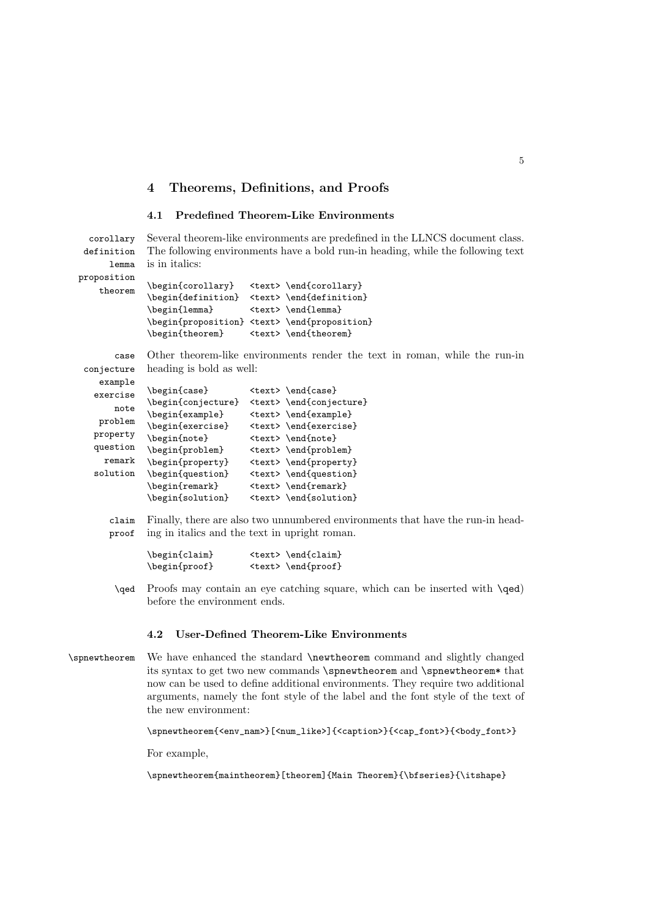## 4 Theorems, Definitions, and Proofs

### 4.1 Predefined Theorem-Like Environments

`corollary` `definition` `lemma` `proposition` `theorem`

Several theorem-like environments are predefined in the LLNCS document class. The following environments have a bold run-in heading, while the following text is in italics:

```
\begin{corollary}   <text> \end{corollary}
\begin{definition}  <text> \end{definition}
\begin{lemma}       <text> \end{lemma}
\begin{proposition} <text> \end{proposition}
\begin{theorem}     <text> \end{theorem}
```

`case` `conjecture` `example` `exercise` `note` `problem` `property` `question` `remark` `solution`

Other theorem-like environments render the text in roman, while the run-in heading is bold as well:

```
\begin{case}        <text> \end{case}
\begin{conjecture}  <text> \end{conjecture}
\begin{example}     <text> \end{example}
\begin{exercise}    <text> \end{exercise}
\begin{note}        <text> \end{note}
\begin{problem}     <text> \end{problem}
\begin{property}    <text> \end{property}
\begin{question}    <text> \end{question}
\begin{remark}      <text> \end{remark}
\begin{solution}    <text> \end{solution}
```

`claim` `proof`

Finally, there are also two unnumbered environments that have the run-in heading in italics and the text in upright roman.

```
\begin{claim}       <text> \end{claim}
\begin{proof}       <text> \end{proof}
```

`\qed`

Proofs may contain an eye catching square, which can be inserted with `\qed`) before the environment ends.

### 4.2 User-Defined Theorem-Like Environments

`\spnewtheorem`

We have enhanced the standard `\newtheorem` command and slightly changed its syntax to get two new commands `\spnewtheorem` and `\spnewtheorem*` that now can be used to define additional environments. They require two additional arguments, namely the font style of the label and the font style of the text of the new environment:

```
\spnewtheorem{<env_nam>}[<num_like>]{<caption>}{<cap_font>}{<body_font>}
```

For example,

```
\spnewtheorem{maintheorem}[theorem]{Main Theorem}{\bfseries}{\itshape}
```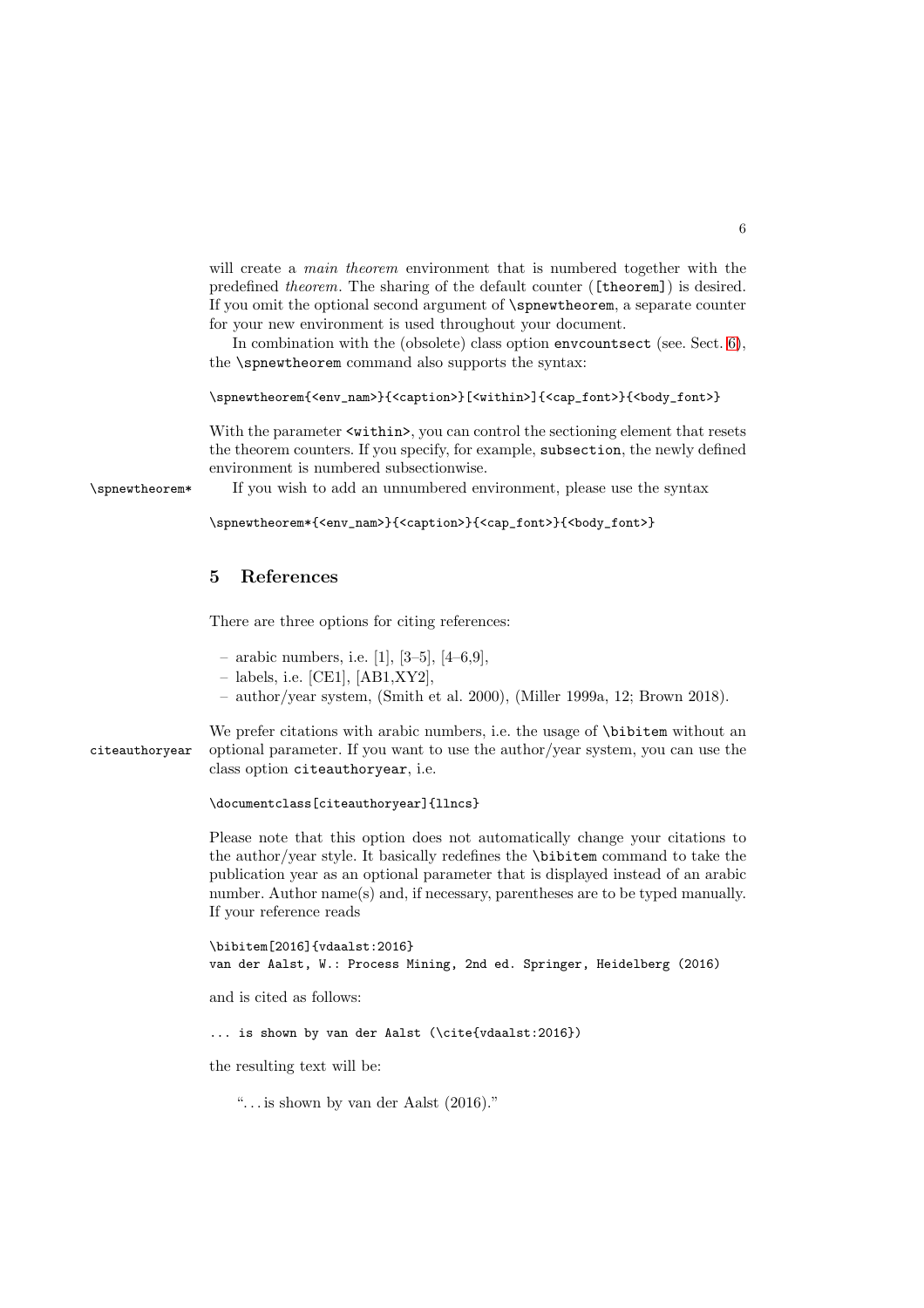will create a *main theorem* environment that is numbered together with the predefined *theorem*. The sharing of the default counter (`[theorem]`) is desired. If you omit the optional second argument of `\spnewtheorem`, a separate counter for your new environment is used throughout your document.

In combination with the (obsolete) class option `envcountsect` (see. Sect. 6), the `\spnewtheorem` command also supports the syntax:

```
\spnewtheorem{<env_nam>}{<caption>}[<within>]{<cap_font>}{<body_font>}
```

With the parameter `<within>`, you can control the sectioning element that resets the theorem counters. If you specify, for example, `subsection`, the newly defined environment is numbered subsectionwise.

`\spnewtheorem*` If you wish to add an unnumbered environment, please use the syntax

```
\spnewtheorem*{<env_nam>}{<caption>}{<cap_font>}{<body_font>}
```

## 5 References

There are three options for citing references:

- arabic numbers, i.e. [1], [3–5], [4–6,9],
- labels, i.e. [CE1], [AB1,XY2],
- author/year system, (Smith et al. 2000), (Miller 1999a, 12; Brown 2018).

`citeauthoryear` We prefer citations with arabic numbers, i.e. the usage of `\bibitem` without an optional parameter. If you want to use the author/year system, you can use the class option `citeauthoryear`, i.e.

```
\documentclass[citeauthoryear]{llncs}
```

Please note that this option does not automatically change your citations to the author/year style. It basically redefines the `\bibitem` command to take the publication year as an optional parameter that is displayed instead of an arabic number. Author name(s) and, if necessary, parentheses are to be typed manually. If your reference reads

```
\bibitem[2016]{vdaalst:2016}
van der Aalst, W.: Process Mining, 2nd ed. Springer, Heidelberg (2016)
```

and is cited as follows:

```
... is shown by van der Aalst (\cite{vdaalst:2016})
```

the resulting text will be:

> "... is shown by van der Aalst (2016)."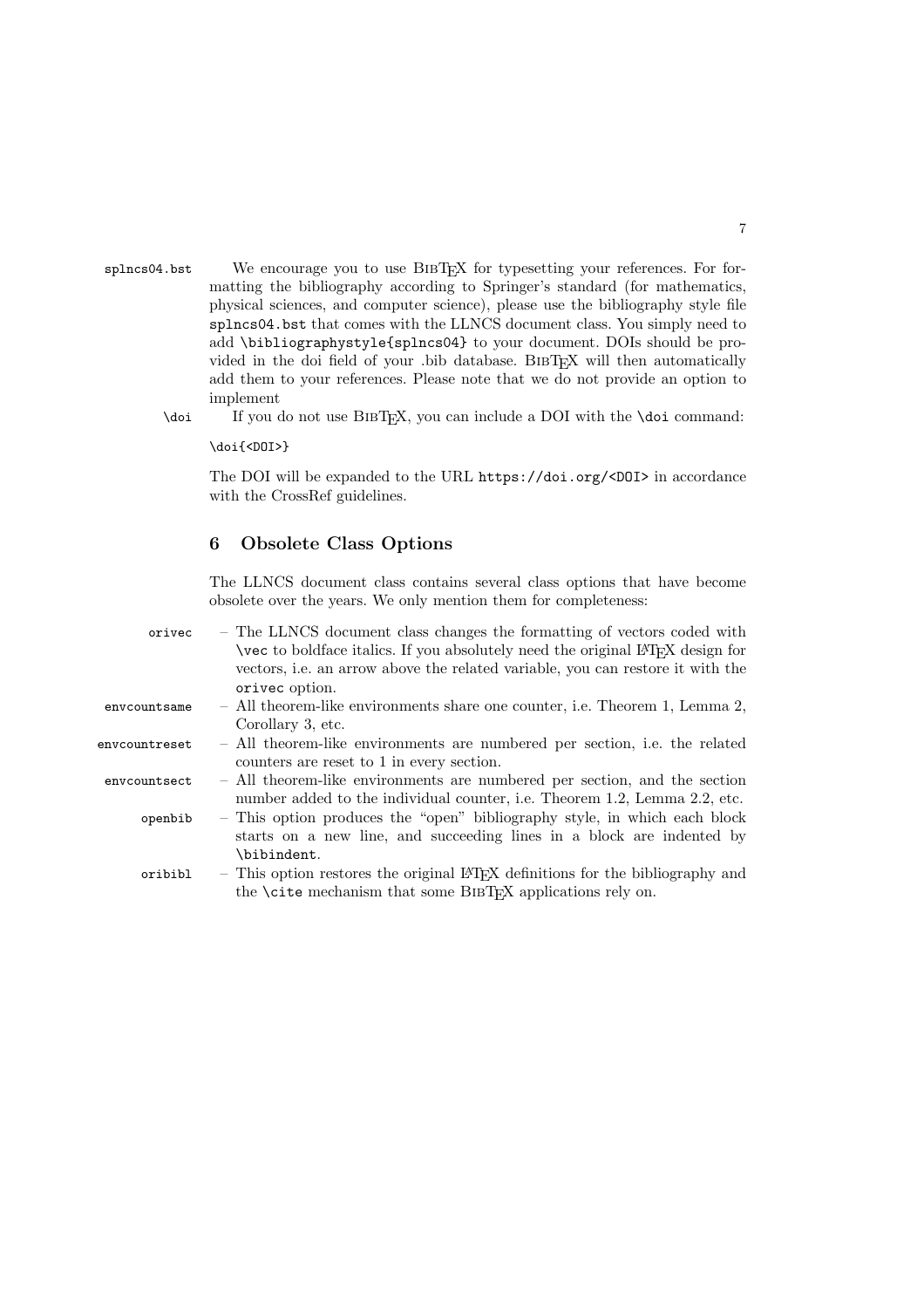splncs04.bst We encourage you to use BibTeX for typesetting your references. For formatting the bibliography according to Springer's standard (for mathematics, physical sciences, and computer science), please use the bibliography style file `splncs04.bst` that comes with the LLNCS document class. You simply need to add `\bibliographystyle{splncs04}` to your document. DOIs should be provided in the doi field of your .bib database. BibTeX will then automatically add them to your references. Please note that we do not provide an option to implement

\doi If you do not use BibTeX, you can include a DOI with the `\doi` command:

```
\doi{<DOI>}
```

The DOI will be expanded to the URL `https://doi.org/<DOI>` in accordance with the CrossRef guidelines.

## 6 Obsolete Class Options

The LLNCS document class contains several class options that have become obsolete over the years. We only mention them for completeness:

- **orivec** – The LLNCS document class changes the formatting of vectors coded with `\vec` to boldface italics. If you absolutely need the original LaTeX design for vectors, i.e. an arrow above the related variable, you can restore it with the `orivec` option.
- **envcountsame** – All theorem-like environments share one counter, i.e. Theorem 1, Lemma 2, Corollary 3, etc.
- **envcountreset** – All theorem-like environments are numbered per section, i.e. the related counters are reset to 1 in every section.
- **envcountsect** – All theorem-like environments are numbered per section, and the section number added to the individual counter, i.e. Theorem 1.2, Lemma 2.2, etc.
- **openbib** – This option produces the "open" bibliography style, in which each block starts on a new line, and succeeding lines in a block are indented by `\bibindent`.
- **oribibl** – This option restores the original LaTeX definitions for the bibliography and the `\cite` mechanism that some BibTeX applications rely on.